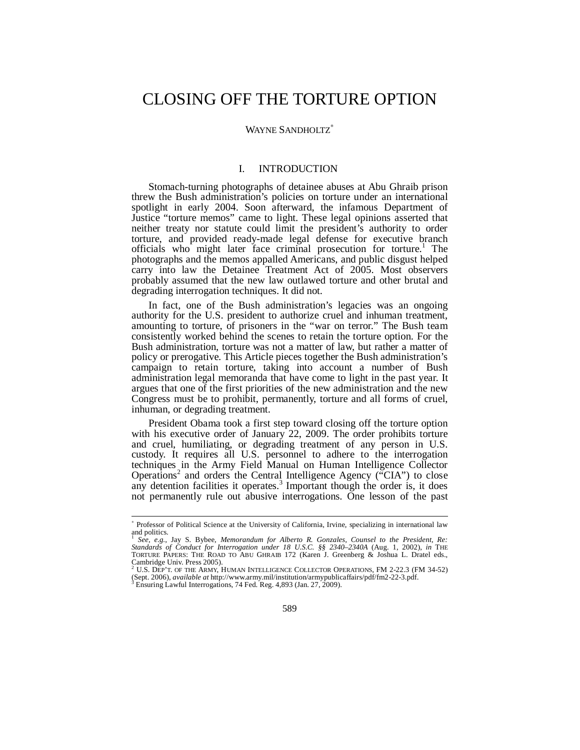# CLOSING OFF THE TORTURE OPTION

WAYNE SANDHOLTZ[*]

## I. INTRODUCTION

Stomach-turning photographs of detainee abuses at Abu Ghraib prison threw the Bush administration's policies on torture under an international spotlight in early 2004. Soon afterward, the infamous Department of Justice "torture memos" came to light. These legal opinions asserted that neither treaty nor statute could limit the president's authority to order torture, and provided ready-made legal defense for executive branch officials who might later face criminal prosecution for torture.[1] The photographs and the memos appalled Americans, and public disgust helped carry into law the Detainee Treatment Act of 2005. Most observers probably assumed that the new law outlawed torture and other brutal and degrading interrogation techniques. It did not.

In fact, one of the Bush administration's legacies was an ongoing authority for the U.S. president to authorize cruel and inhuman treatment, amounting to torture, of prisoners in the "war on terror." The Bush team consistently worked behind the scenes to retain the torture option. For the Bush administration, torture was not a matter of law, but rather a matter of policy or prerogative. This Article pieces together the Bush administration's campaign to retain torture, taking into account a number of Bush administration legal memoranda that have come to light in the past year. It argues that one of the first priorities of the new administration and the new Congress must be to prohibit, permanently, torture and all forms of cruel, inhuman, or degrading treatment.

President Obama took a first step toward closing off the torture option with his executive order of January 22, 2009. The order prohibits torture and cruel, humiliating, or degrading treatment of any person in U.S. custody. It requires all U.S. personnel to adhere to the interrogation techniques in the Army Field Manual on Human Intelligence Collector Operations[2] and orders the Central Intelligence Agency ("CIA") to close any detention facilities it operates.[3] Important though the order is, it does not permanently rule out abusive interrogations. One lesson of the past

---

[*] Professor of Political Science at the University of California, Irvine, specializing in international law and politics.

[1] *See, e.g.*, Jay S. Bybee, *Memorandum for Alberto R. Gonzales, Counsel to the President, Re: Standards of Conduct for Interrogation under 18 U.S.C. §§ 2340–2340A* (Aug. 1, 2002), *in* THE TORTURE PAPERS: THE ROAD TO ABU GHRAIB 172 (Karen J. Greenberg & Joshua L. Dratel eds., Cambridge Univ. Press 2005).

[2] U.S. DEP'T. OF THE ARMY, HUMAN INTELLIGENCE COLLECTOR OPERATIONS, FM 2-22.3 (FM 34-52) (Sept. 2006), *available at* http://www.army.mil/institution/armypublicaffairs/pdf/fm2-22-3.pdf.

[3] Ensuring Lawful Interrogations, 74 Fed. Reg. 4,893 (Jan. 27, 2009).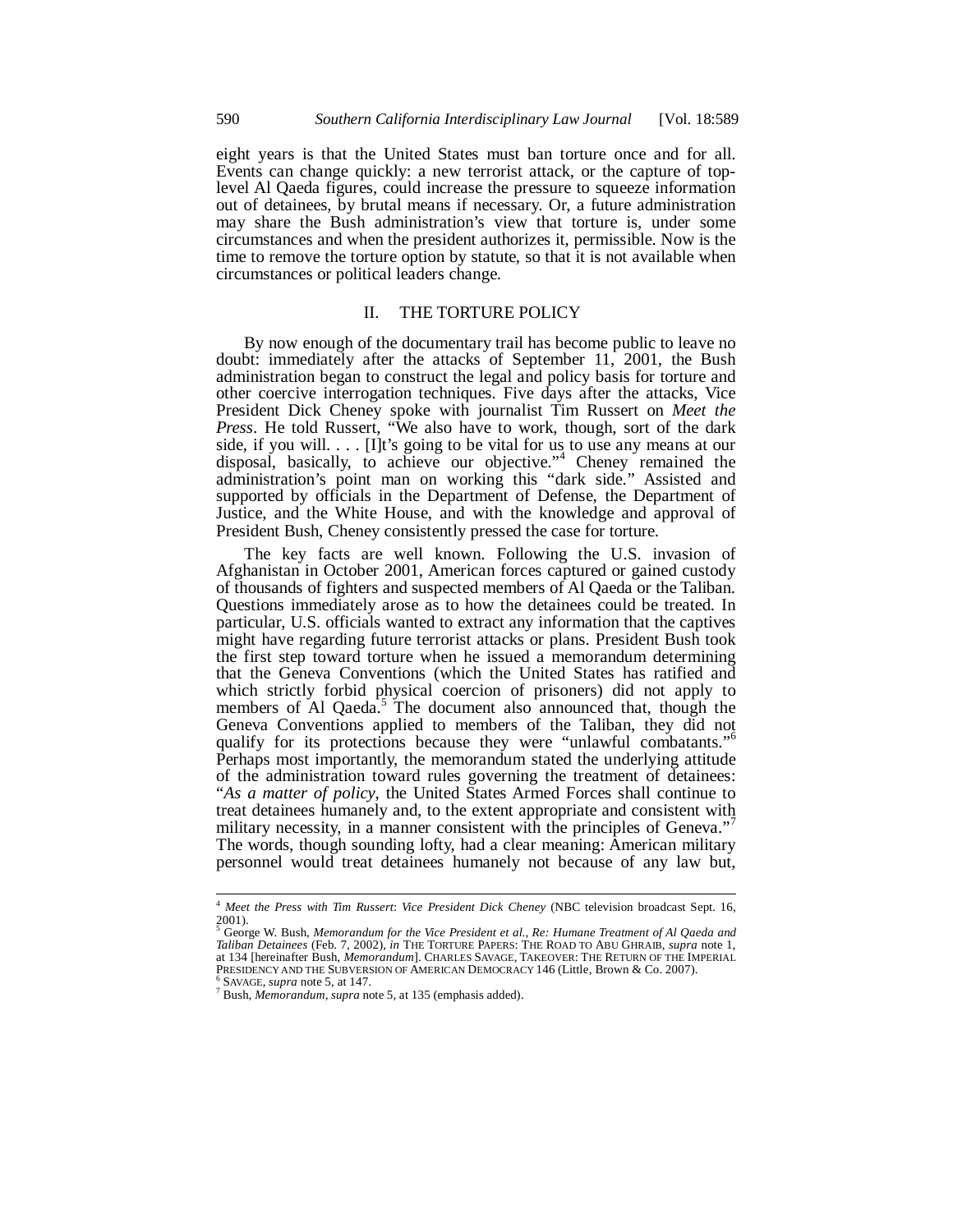eight years is that the United States must ban torture once and for all. Events can change quickly: a new terrorist attack, or the capture of top-level Al Qaeda figures, could increase the pressure to squeeze information out of detainees, by brutal means if necessary. Or, a future administration may share the Bush administration's view that torture is, under some circumstances and when the president authorizes it, permissible. Now is the time to remove the torture option by statute, so that it is not available when circumstances or political leaders change.

## II. THE TORTURE POLICY

By now enough of the documentary trail has become public to leave no doubt: immediately after the attacks of September 11, 2001, the Bush administration began to construct the legal and policy basis for torture and other coercive interrogation techniques. Five days after the attacks, Vice President Dick Cheney spoke with journalist Tim Russert on *Meet the Press*. He told Russert, "We also have to work, though, sort of the dark side, if you will. . . . [I]t's going to be vital for us to use any means at our disposal, basically, to achieve our objective."[4] Cheney remained the administration's point man on working this "dark side." Assisted and supported by officials in the Department of Defense, the Department of Justice, and the White House, and with the knowledge and approval of President Bush, Cheney consistently pressed the case for torture.

The key facts are well known. Following the U.S. invasion of Afghanistan in October 2001, American forces captured or gained custody of thousands of fighters and suspected members of Al Qaeda or the Taliban. Questions immediately arose as to how the detainees could be treated. In particular, U.S. officials wanted to extract any information that the captives might have regarding future terrorist attacks or plans. President Bush took the first step toward torture when he issued a memorandum determining that the Geneva Conventions (which the United States has ratified and which strictly forbid physical coercion of prisoners) did not apply to members of Al Qaeda.[5] The document also announced that, though the Geneva Conventions applied to members of the Taliban, they did not qualify for its protections because they were "unlawful combatants."[6] Perhaps most importantly, the memorandum stated the underlying attitude of the administration toward rules governing the treatment of detainees: "*As a matter of policy*, the United States Armed Forces shall continue to treat detainees humanely and, to the extent appropriate and consistent with military necessity, in a manner consistent with the principles of Geneva."[7] The words, though sounding lofty, had a clear meaning: American military personnel would treat detainees humanely not because of any law but,

---

[4] *Meet the Press with Tim Russert*: *Vice President Dick Cheney* (NBC television broadcast Sept. 16, 2001).

[5] George W. Bush, *Memorandum for the Vice President et al., Re: Humane Treatment of Al Qaeda and Taliban Detainees* (Feb. 7, 2002), *in* THE TORTURE PAPERS: THE ROAD TO ABU GHRAIB, *supra* note 1, at 134 [hereinafter Bush, *Memorandum*]. CHARLES SAVAGE, TAKEOVER: THE RETURN OF THE IMPERIAL PRESIDENCY AND THE SUBVERSION OF AMERICAN DEMOCRACY 146 (Little, Brown & Co. 2007).

[6] SAVAGE, *supra* note 5, at 147.

[7] Bush, *Memorandum*, *supra* note 5, at 135 (emphasis added).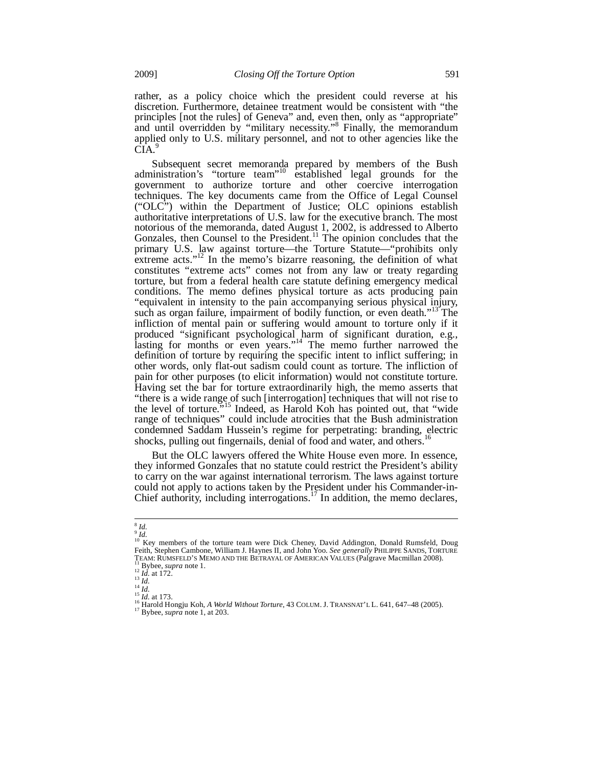rather, as a policy choice which the president could reverse at his discretion. Furthermore, detainee treatment would be consistent with "the principles [not the rules] of Geneva" and, even then, only as "appropriate" and until overridden by "military necessity."[8] Finally, the memorandum applied only to U.S. military personnel, and not to other agencies like the CIA.[9]

Subsequent secret memoranda prepared by members of the Bush administration's "torture team"[10] established legal grounds for the government to authorize torture and other coercive interrogation techniques. The key documents came from the Office of Legal Counsel ("OLC") within the Department of Justice; OLC opinions establish authoritative interpretations of U.S. law for the executive branch. The most notorious of the memoranda, dated August 1, 2002, is addressed to Alberto Gonzales, then Counsel to the President.[11] The opinion concludes that the primary U.S. law against torture—the Torture Statute—"prohibits only extreme acts."[12] In the memo's bizarre reasoning, the definition of what constitutes "extreme acts" comes not from any law or treaty regarding torture, but from a federal health care statute defining emergency medical conditions. The memo defines physical torture as acts producing pain "equivalent in intensity to the pain accompanying serious physical injury, such as organ failure, impairment of bodily function, or even death."[13] The infliction of mental pain or suffering would amount to torture only if it produced "significant psychological harm of significant duration, e.g., lasting for months or even years."[14] The memo further narrowed the definition of torture by requiring the specific intent to inflict suffering; in other words, only flat-out sadism could count as torture. The infliction of pain for other purposes (to elicit information) would not constitute torture. Having set the bar for torture extraordinarily high, the memo asserts that "there is a wide range of such [interrogation] techniques that will not rise to the level of torture."[15] Indeed, as Harold Koh has pointed out, that "wide range of techniques" could include atrocities that the Bush administration condemned Saddam Hussein's regime for perpetrating: branding, electric shocks, pulling out fingernails, denial of food and water, and others.[16]

But the OLC lawyers offered the White House even more. In essence, they informed Gonzales that no statute could restrict the President's ability to carry on the war against international terrorism. The laws against torture could not apply to actions taken by the President under his Commander-in-Chief authority, including interrogations.[17] In addition, the memo declares,

---

[8] *Id.*
[9] *Id.*
[10] Key members of the torture team were Dick Cheney, David Addington, Donald Rumsfeld, Doug Feith, Stephen Cambone, William J. Haynes II, and John Yoo. *See generally* PHILIPPE SANDS, TORTURE TEAM: RUMSFELD'S MEMO AND THE BETRAYAL OF AMERICAN VALUES (Palgrave Macmillan 2008).
[11] Bybee, *supra* note 1.
[12] *Id.* at 172.
[13] *Id.*
[14] *Id.*
[15] *Id.* at 173.
[16] Harold Hongju Koh, *A World Without Torture*, 43 COLUM. J. TRANSNAT'L L. 641, 647–48 (2005).
[17] Bybee, *supra* note 1, at 203.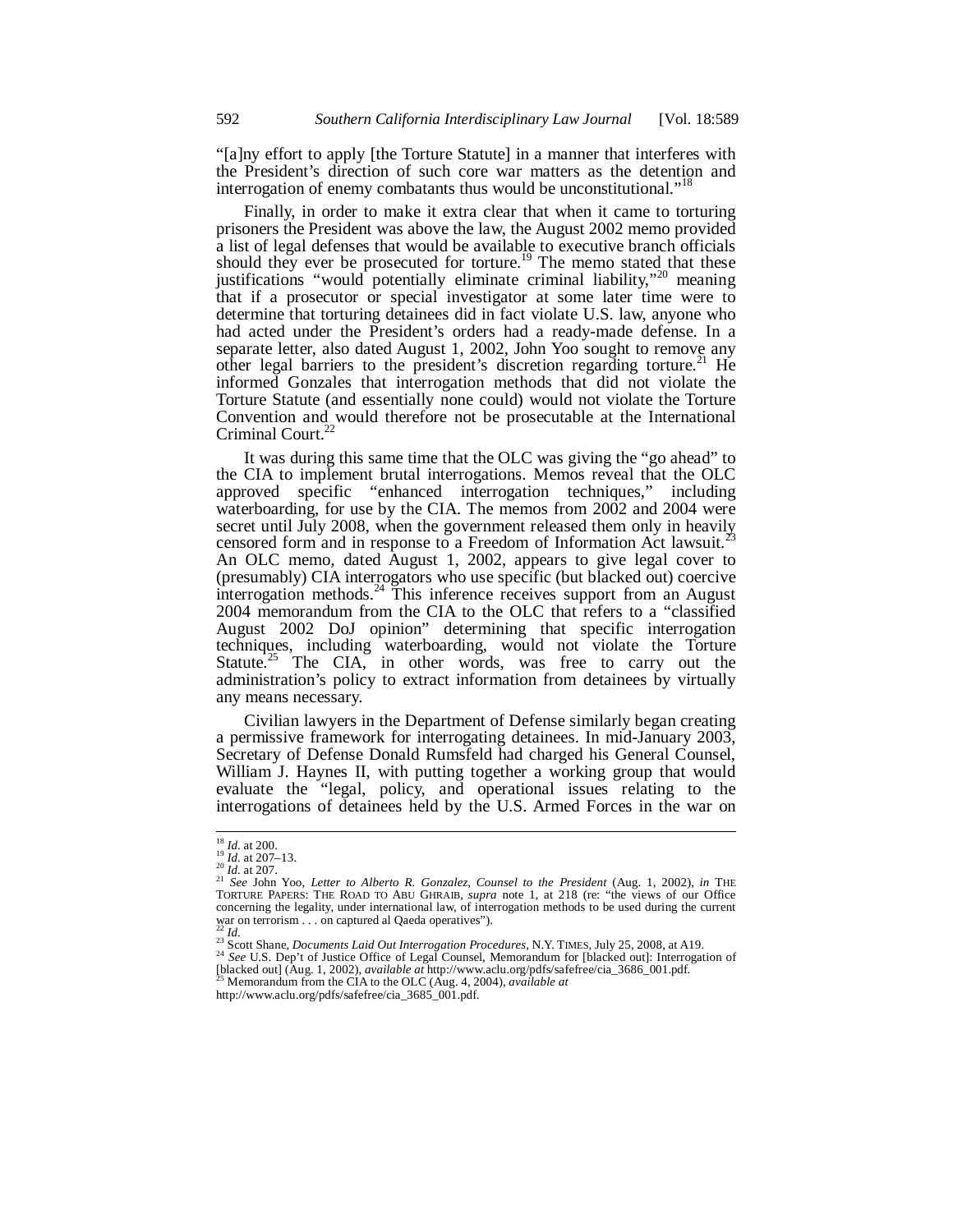"[a]ny effort to apply [the Torture Statute] in a manner that interferes with the President's direction of such core war matters as the detention and interrogation of enemy combatants thus would be unconstitutional."[18]

Finally, in order to make it extra clear that when it came to torturing prisoners the President was above the law, the August 2002 memo provided a list of legal defenses that would be available to executive branch officials should they ever be prosecuted for torture.[19] The memo stated that these justifications "would potentially eliminate criminal liability,"[20] meaning that if a prosecutor or special investigator at some later time were to determine that torturing detainees did in fact violate U.S. law, anyone who had acted under the President's orders had a ready-made defense. In a separate letter, also dated August 1, 2002, John Yoo sought to remove any other legal barriers to the president's discretion regarding torture.[21] He informed Gonzales that interrogation methods that did not violate the Torture Statute (and essentially none could) would not violate the Torture Convention and would therefore not be prosecutable at the International Criminal Court.[22]

It was during this same time that the OLC was giving the "go ahead" to the CIA to implement brutal interrogations. Memos reveal that the OLC approved specific "enhanced interrogation techniques," including waterboarding, for use by the CIA. The memos from 2002 and 2004 were secret until July 2008, when the government released them only in heavily censored form and in response to a Freedom of Information Act lawsuit.[23] An OLC memo, dated August 1, 2002, appears to give legal cover to (presumably) CIA interrogators who use specific (but blacked out) coercive interrogation methods.[24] This inference receives support from an August 2004 memorandum from the CIA to the OLC that refers to a "classified August 2002 DoJ opinion" determining that specific interrogation techniques, including waterboarding, would not violate the Torture Statute.[25] The CIA, in other words, was free to carry out the administration's policy to extract information from detainees by virtually any means necessary.

Civilian lawyers in the Department of Defense similarly began creating a permissive framework for interrogating detainees. In mid-January 2003, Secretary of Defense Donald Rumsfeld had charged his General Counsel, William J. Haynes II, with putting together a working group that would evaluate the "legal, policy, and operational issues relating to the interrogations of detainees held by the U.S. Armed Forces in the war on

---

[18] *Id.* at 200.

[19] *Id.* at 207–13.

[20] *Id.* at 207.

[21] *See* John Yoo, *Letter to Alberto R. Gonzalez, Counsel to the President* (Aug. 1, 2002), *in* THE TORTURE PAPERS: THE ROAD TO ABU GHRAIB, *supra* note 1, at 218 (re: "the views of our Office concerning the legality, under international law, of interrogation methods to be used during the current war on terrorism . . . on captured al Qaeda operatives").

[22] *Id.*

[23] Scott Shane, *Documents Laid Out Interrogation Procedures*, N.Y. TIMES, July 25, 2008, at A19.

[24] *See* U.S. Dep't of Justice Office of Legal Counsel, Memorandum for [blacked out]: Interrogation of [blacked out] (Aug. 1, 2002), *available at* http://www.aclu.org/pdfs/safefree/cia_3686_001.pdf.

[25] Memorandum from the CIA to the OLC (Aug. 4, 2004), *available at* http://www.aclu.org/pdfs/safefree/cia_3685_001.pdf.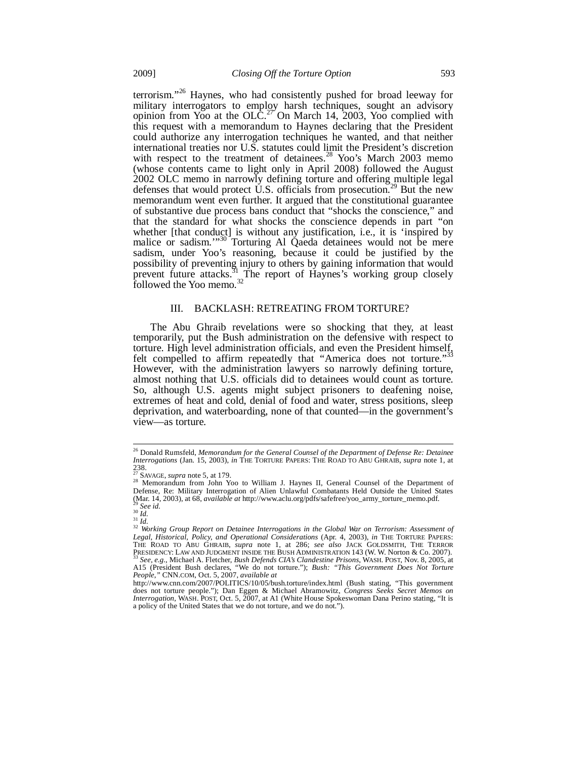terrorism."[26] Haynes, who had consistently pushed for broad leeway for military interrogators to employ harsh techniques, sought an advisory opinion from Yoo at the OLC.[27] On March 14, 2003, Yoo complied with this request with a memorandum to Haynes declaring that the President could authorize any interrogation techniques he wanted, and that neither international treaties nor U.S. statutes could limit the President's discretion with respect to the treatment of detainees.[28] Yoo's March 2003 memo (whose contents came to light only in April 2008) followed the August 2002 OLC memo in narrowly defining torture and offering multiple legal defenses that would protect U.S. officials from prosecution.[29] But the new memorandum went even further. It argued that the constitutional guarantee of substantive due process bans conduct that "shocks the conscience," and that the standard for what shocks the conscience depends in part "on whether [that conduct] is without any justification, i.e., it is 'inspired by malice or sadism.'"[30] Torturing Al Qaeda detainees would not be mere sadism, under Yoo's reasoning, because it could be justified by the possibility of preventing injury to others by gaining information that would prevent future attacks.[31] The report of Haynes's working group closely followed the Yoo memo.[32]

## III. BACKLASH: RETREATING FROM TORTURE?

The Abu Ghraib revelations were so shocking that they, at least temporarily, put the Bush administration on the defensive with respect to torture. High level administration officials, and even the President himself, felt compelled to affirm repeatedly that "America does not torture."[33] However, with the administration lawyers so narrowly defining torture, almost nothing that U.S. officials did to detainees would count as torture. So, although U.S. agents might subject prisoners to deafening noise, extremes of heat and cold, denial of food and water, stress positions, sleep deprivation, and waterboarding, none of that counted—in the government's view—as torture.

---

[26] Donald Rumsfeld, *Memorandum for the General Counsel of the Department of Defense Re: Detainee Interrogations* (Jan. 15, 2003), *in* THE TORTURE PAPERS: THE ROAD TO ABU GHRAIB, *supra* note 1, at 238.

[27] SAVAGE, *supra* note 5, at 179.

[28] Memorandum from John Yoo to William J. Haynes II, General Counsel of the Department of Defense, Re: Military Interrogation of Alien Unlawful Combatants Held Outside the United States (Mar. 14, 2003), at 68, *available at* http://www.aclu.org/pdfs/safefree/yoo_army_torture_memo.pdf.

[29] *See id.*

[30] *Id.*

[31] *Id.*

[32] *Working Group Report on Detainee Interrogations in the Global War on Terrorism: Assessment of Legal, Historical, Policy, and Operational Considerations* (Apr. 4, 2003), *in* THE TORTURE PAPERS: THE ROAD TO ABU GHRAIB, *supra* note 1, at 286; *see also* JACK GOLDSMITH, THE TERROR PRESIDENCY: LAW AND JUDGMENT INSIDE THE BUSH ADMINISTRATION 143 (W. W. Norton & Co. 2007).

[33] *See, e.g.*, Michael A. Fletcher, *Bush Defends CIA's Clandestine Prisons*, WASH. POST, Nov. 8, 2005, at A15 (President Bush declares, "We do not torture."); *Bush: "This Government Does Not Torture People,"* CNN.COM, Oct. 5, 2007, *available at* http://www.cnn.com/2007/POLITICS/10/05/bush.torture/index.html (Bush stating, "This government does not torture people."); Dan Eggen & Michael Abramowitz, *Congress Seeks Secret Memos on Interrogation*, WASH. POST, Oct. 5, 2007, at A1 (White House Spokeswoman Dana Perino stating, "It is a policy of the United States that we do not torture, and we do not.").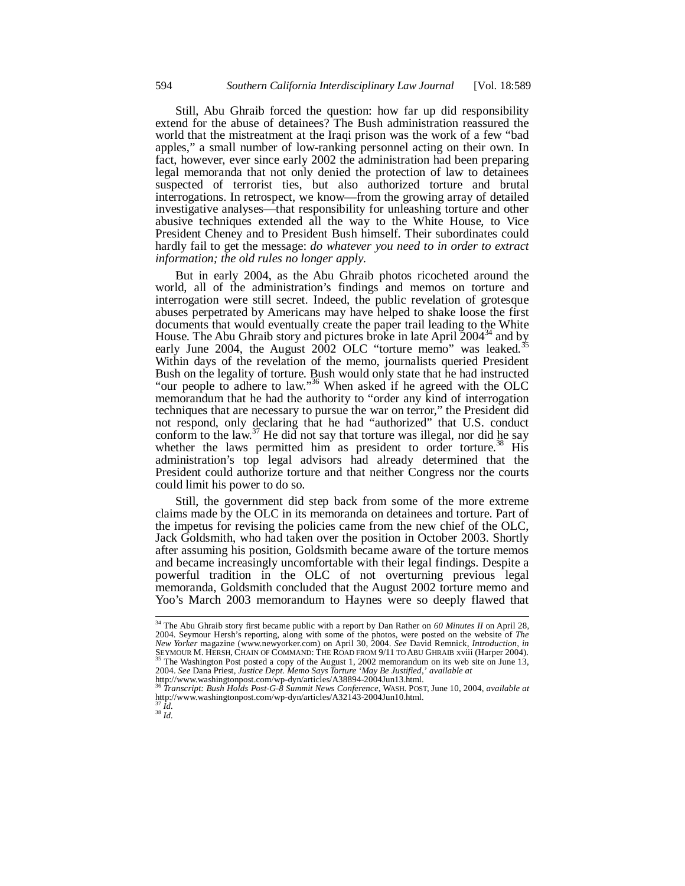Still, Abu Ghraib forced the question: how far up did responsibility extend for the abuse of detainees? The Bush administration reassured the world that the mistreatment at the Iraqi prison was the work of a few "bad apples," a small number of low-ranking personnel acting on their own. In fact, however, ever since early 2002 the administration had been preparing legal memoranda that not only denied the protection of law to detainees suspected of terrorist ties, but also authorized torture and brutal interrogations. In retrospect, we know—from the growing array of detailed investigative analyses—that responsibility for unleashing torture and other abusive techniques extended all the way to the White House, to Vice President Cheney and to President Bush himself. Their subordinates could hardly fail to get the message: *do whatever you need to in order to extract information; the old rules no longer apply.*

But in early 2004, as the Abu Ghraib photos ricocheted around the world, all of the administration's findings and memos on torture and interrogation were still secret. Indeed, the public revelation of grotesque abuses perpetrated by Americans may have helped to shake loose the first documents that would eventually create the paper trail leading to the White House. The Abu Ghraib story and pictures broke in late April 2004[34] and by early June 2004, the August 2002 OLC "torture memo" was leaked.[35] Within days of the revelation of the memo, journalists queried President Bush on the legality of torture. Bush would only state that he had instructed "our people to adhere to law."[36] When asked if he agreed with the OLC memorandum that he had the authority to "order any kind of interrogation techniques that are necessary to pursue the war on terror," the President did not respond, only declaring that he had "authorized" that U.S. conduct conform to the law.[37] He did not say that torture was illegal, nor did he say whether the laws permitted him as president to order torture.[38] His administration's top legal advisors had already determined that the President could authorize torture and that neither Congress nor the courts could limit his power to do so.

Still, the government did step back from some of the more extreme claims made by the OLC in its memoranda on detainees and torture. Part of the impetus for revising the policies came from the new chief of the OLC, Jack Goldsmith, who had taken over the position in October 2003. Shortly after assuming his position, Goldsmith became aware of the torture memos and became increasingly uncomfortable with their legal findings. Despite a powerful tradition in the OLC of not overturning previous legal memoranda, Goldsmith concluded that the August 2002 torture memo and Yoo's March 2003 memorandum to Haynes were so deeply flawed that

---

[34] The Abu Ghraib story first became public with a report by Dan Rather on *60 Minutes II* on April 28, 2004. Seymour Hersh's reporting, along with some of the photos, were posted on the website of *The New Yorker* magazine (www.newyorker.com) on April 30, 2004. *See* David Remnick, *Introduction*, *in* SEYMOUR M. HERSH, CHAIN OF COMMAND: THE ROAD FROM 9/11 TO ABU GHRAIB xviii (Harper 2004).

[35] The Washington Post posted a copy of the August 1, 2002 memorandum on its web site on June 13, 2004. *See* Dana Priest, *Justice Dept. Memo Says Torture 'May Be Justified,' available at* http://www.washingtonpost.com/wp-dyn/articles/A38894-2004Jun13.html.

[36] *Transcript: Bush Holds Post-G-8 Summit News Conference*, WASH. POST, June 10, 2004, *available at* http://www.washingtonpost.com/wp-dyn/articles/A32143-2004Jun10.html.

[37] *Id.*

[38] *Id.*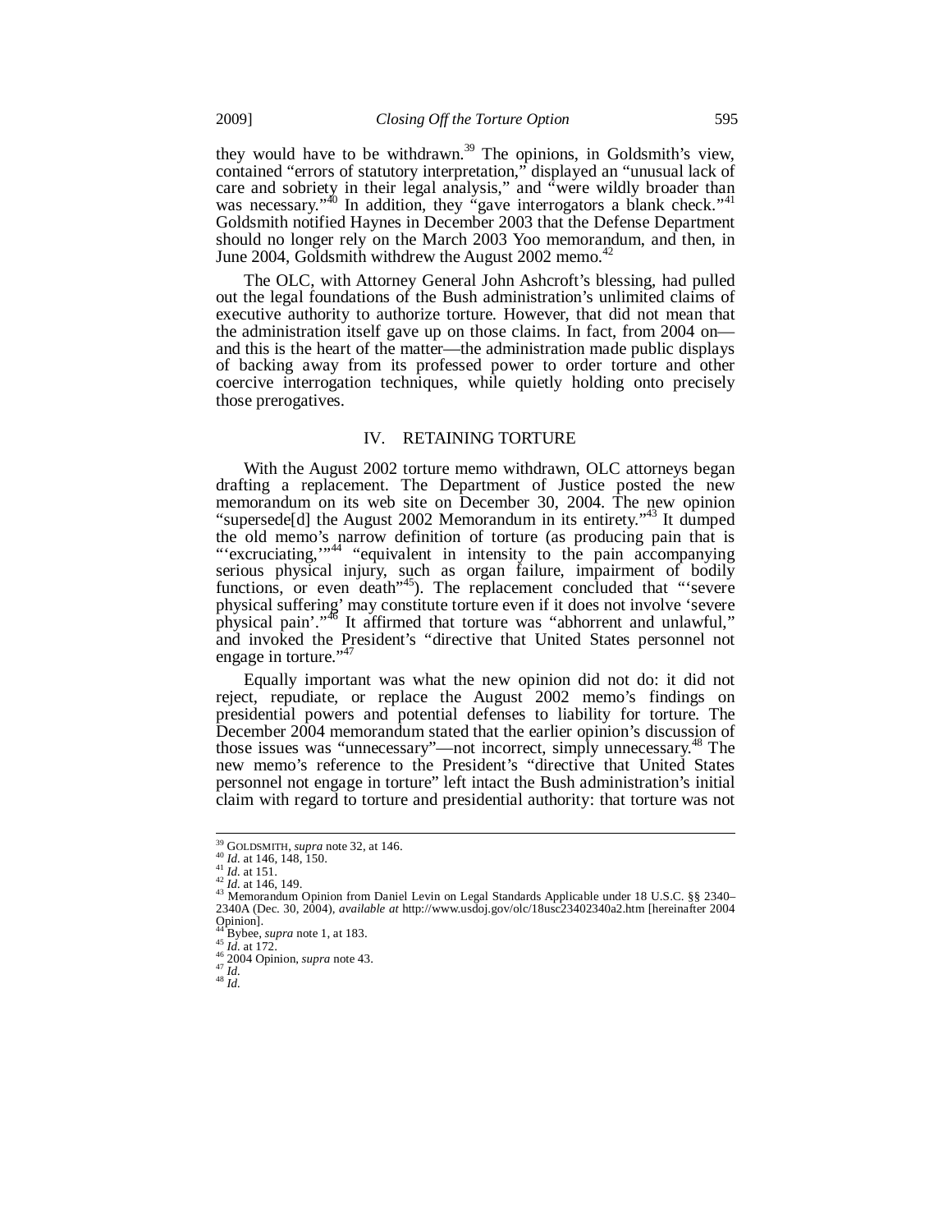they would have to be withdrawn.[39] The opinions, in Goldsmith's view, contained "errors of statutory interpretation," displayed an "unusual lack of care and sobriety in their legal analysis," and "were wildly broader than was necessary."[40] In addition, they "gave interrogators a blank check."[41] Goldsmith notified Haynes in December 2003 that the Defense Department should no longer rely on the March 2003 Yoo memorandum, and then, in June 2004, Goldsmith withdrew the August 2002 memo.[42]

The OLC, with Attorney General John Ashcroft's blessing, had pulled out the legal foundations of the Bush administration's unlimited claims of executive authority to authorize torture. However, that did not mean that the administration itself gave up on those claims. In fact, from 2004 on—and this is the heart of the matter—the administration made public displays of backing away from its professed power to order torture and other coercive interrogation techniques, while quietly holding onto precisely those prerogatives.

## IV. RETAINING TORTURE

With the August 2002 torture memo withdrawn, OLC attorneys began drafting a replacement. The Department of Justice posted the new memorandum on its web site on December 30, 2004. The new opinion "supersede[d] the August 2002 Memorandum in its entirety."[43] It dumped the old memo's narrow definition of torture (as producing pain that is "'excruciating,'"[44] "equivalent in intensity to the pain accompanying serious physical injury, such as organ failure, impairment of bodily functions, or even death"[45]). The replacement concluded that "'severe physical suffering' may constitute torture even if it does not involve 'severe physical pain'."[46] It affirmed that torture was "abhorrent and unlawful," and invoked the President's "directive that United States personnel not engage in torture."[47]

Equally important was what the new opinion did not do: it did not reject, repudiate, or replace the August 2002 memo's findings on presidential powers and potential defenses to liability for torture. The December 2004 memorandum stated that the earlier opinion's discussion of those issues was "unnecessary"—not incorrect, simply unnecessary.[48] The new memo's reference to the President's "directive that United States personnel not engage in torture" left intact the Bush administration's initial claim with regard to torture and presidential authority: that torture was not

---

[39] GOLDSMITH, *supra* note 32, at 146.
[40] *Id.* at 146, 148, 150.
[41] *Id.* at 151.
[42] *Id.* at 146, 149.
[43] Memorandum Opinion from Daniel Levin on Legal Standards Applicable under 18 U.S.C. §§ 2340–2340A (Dec. 30, 2004), *available at* http://www.usdoj.gov/olc/18usc23402340a2.htm [hereinafter 2004 Opinion].
[44] Bybee, *supra* note 1, at 183.
[45] *Id.* at 172.
[46] 2004 Opinion, *supra* note 43.
[47] *Id.*
[48] *Id.*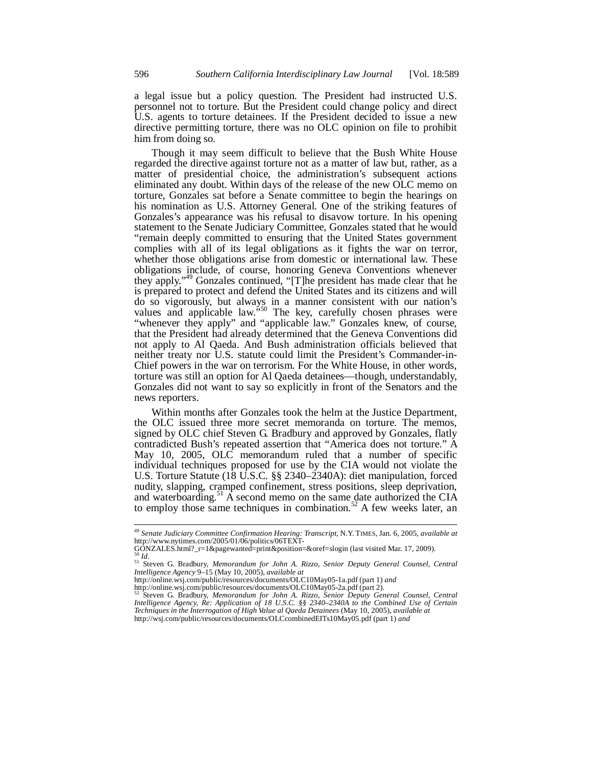a legal issue but a policy question. The President had instructed U.S. personnel not to torture. But the President could change policy and direct U.S. agents to torture detainees. If the President decided to issue a new directive permitting torture, there was no OLC opinion on file to prohibit him from doing so.

Though it may seem difficult to believe that the Bush White House regarded the directive against torture not as a matter of law but, rather, as a matter of presidential choice, the administration's subsequent actions eliminated any doubt. Within days of the release of the new OLC memo on torture, Gonzales sat before a Senate committee to begin the hearings on his nomination as U.S. Attorney General. One of the striking features of Gonzales's appearance was his refusal to disavow torture. In his opening statement to the Senate Judiciary Committee, Gonzales stated that he would "remain deeply committed to ensuring that the United States government complies with all of its legal obligations as it fights the war on terror, whether those obligations arise from domestic or international law. These obligations include, of course, honoring Geneva Conventions whenever they apply."[49] Gonzales continued, "[T]he president has made clear that he is prepared to protect and defend the United States and its citizens and will do so vigorously, but always in a manner consistent with our nation's values and applicable law."[50] The key, carefully chosen phrases were "whenever they apply" and "applicable law." Gonzales knew, of course, that the President had already determined that the Geneva Conventions did not apply to Al Qaeda. And Bush administration officials believed that neither treaty nor U.S. statute could limit the President's Commander-in-Chief powers in the war on terrorism. For the White House, in other words, torture was still an option for Al Qaeda detainees—though, understandably, Gonzales did not want to say so explicitly in front of the Senators and the news reporters.

Within months after Gonzales took the helm at the Justice Department, the OLC issued three more secret memoranda on torture. The memos, signed by OLC chief Steven G. Bradbury and approved by Gonzales, flatly contradicted Bush's repeated assertion that "America does not torture." A May 10, 2005, OLC memorandum ruled that a number of specific individual techniques proposed for use by the CIA would not violate the U.S. Torture Statute (18 U.S.C. §§ 2340–2340A): diet manipulation, forced nudity, slapping, cramped confinement, stress positions, sleep deprivation, and waterboarding.[51] A second memo on the same date authorized the CIA to employ those same techniques in combination.[52] A few weeks later, an

---

[49] *Senate Judiciary Committee Confirmation Hearing: Transcript*, N.Y. TIMES, Jan. 6, 2005, *available at* http://www.nytimes.com/2005/01/06/politics/06TEXT-GONZALES.html?_r=1&pagewanted=print&position=&oref=slogin (last visited Mar. 17, 2009).

[50] *Id.*

[51] Steven G. Bradbury, *Memorandum for John A. Rizzo, Senior Deputy General Counsel, Central Intelligence Agency* 9–15 (May 10, 2005), *available at* http://online.wsj.com/public/resources/documents/OLC10May05-1a.pdf (part 1) *and* http://online.wsj.com/public/resources/documents/OLC10May05-2a.pdf (part 2).

[52] Steven G. Bradbury, *Memorandum for John A. Rizzo, Senior Deputy General Counsel, Central Intelligence Agency, Re: Application of 18 U.S.C. §§ 2340–2340A to the Combined Use of Certain Techniques in the Interrogation of High Value al Qaeda Detainees* (May 10, 2005), *available at* http://wsj.com/public/resources/documents/OLCcombinedEITs10May05.pdf (part 1) *and*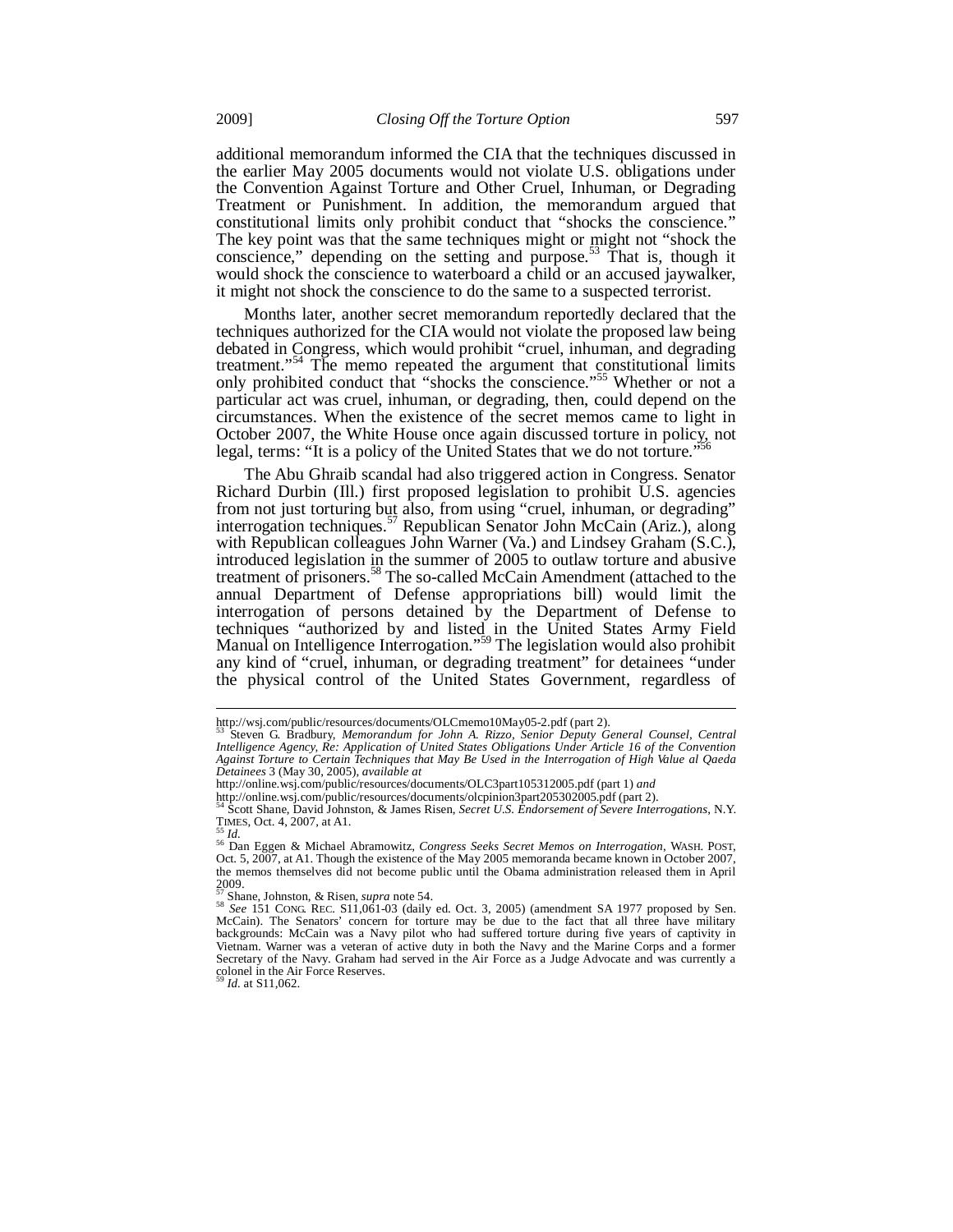additional memorandum informed the CIA that the techniques discussed in the earlier May 2005 documents would not violate U.S. obligations under the Convention Against Torture and Other Cruel, Inhuman, or Degrading Treatment or Punishment. In addition, the memorandum argued that constitutional limits only prohibit conduct that "shocks the conscience." The key point was that the same techniques might or might not "shock the conscience," depending on the setting and purpose.[53] That is, though it would shock the conscience to waterboard a child or an accused jaywalker, it might not shock the conscience to do the same to a suspected terrorist.

Months later, another secret memorandum reportedly declared that the techniques authorized for the CIA would not violate the proposed law being debated in Congress, which would prohibit "cruel, inhuman, and degrading treatment."[54] The memo repeated the argument that constitutional limits only prohibited conduct that "shocks the conscience."[55] Whether or not a particular act was cruel, inhuman, or degrading, then, could depend on the circumstances. When the existence of the secret memos came to light in October 2007, the White House once again discussed torture in policy, not legal, terms: "It is a policy of the United States that we do not torture."[56]

The Abu Ghraib scandal had also triggered action in Congress. Senator Richard Durbin (Ill.) first proposed legislation to prohibit U.S. agencies from not just torturing but also, from using "cruel, inhuman, or degrading" interrogation techniques.[57] Republican Senator John McCain (Ariz.), along with Republican colleagues John Warner (Va.) and Lindsey Graham (S.C.), introduced legislation in the summer of 2005 to outlaw torture and abusive treatment of prisoners.[58] The so-called McCain Amendment (attached to the annual Department of Defense appropriations bill) would limit the interrogation of persons detained by the Department of Defense to techniques "authorized by and listed in the United States Army Field Manual on Intelligence Interrogation."[59] The legislation would also prohibit any kind of "cruel, inhuman, or degrading treatment" for detainees "under the physical control of the United States Government, regardless of

---

http://wsj.com/public/resources/documents/OLCmemo10May05-2.pdf (part 2).

[53] Steven G. Bradbury, *Memorandum for John A. Rizzo, Senior Deputy General Counsel, Central Intelligence Agency, Re: Application of United States Obligations Under Article 16 of the Convention Against Torture to Certain Techniques that May Be Used in the Interrogation of High Value al Qaeda Detainees* 3 (May 30, 2005), *available at* http://online.wsj.com/public/resources/documents/OLC3part105312005.pdf (part 1) *and* http://online.wsj.com/public/resources/documents/olcpinion3part205302005.pdf (part 2).

[54] Scott Shane, David Johnston, & James Risen, *Secret U.S. Endorsement of Severe Interrogations*, N.Y. TIMES, Oct. 4, 2007, at A1.

[55] *Id.*

[56] Dan Eggen & Michael Abramowitz, *Congress Seeks Secret Memos on Interrogation*, WASH. POST, Oct. 5, 2007, at A1. Though the existence of the May 2005 memoranda became known in October 2007, the memos themselves did not become public until the Obama administration released them in April 2009.

[57] Shane, Johnston, & Risen, *supra* note 54.

[58] *See* 151 CONG. REC. S11,061-03 (daily ed. Oct. 3, 2005) (amendment SA 1977 proposed by Sen. McCain). The Senators' concern for torture may be due to the fact that all three have military backgrounds: McCain was a Navy pilot who had suffered torture during five years of captivity in Vietnam. Warner was a veteran of active duty in both the Navy and the Marine Corps and a former Secretary of the Navy. Graham had served in the Air Force as a Judge Advocate and was currently a colonel in the Air Force Reserves.

[59] *Id.* at S11,062.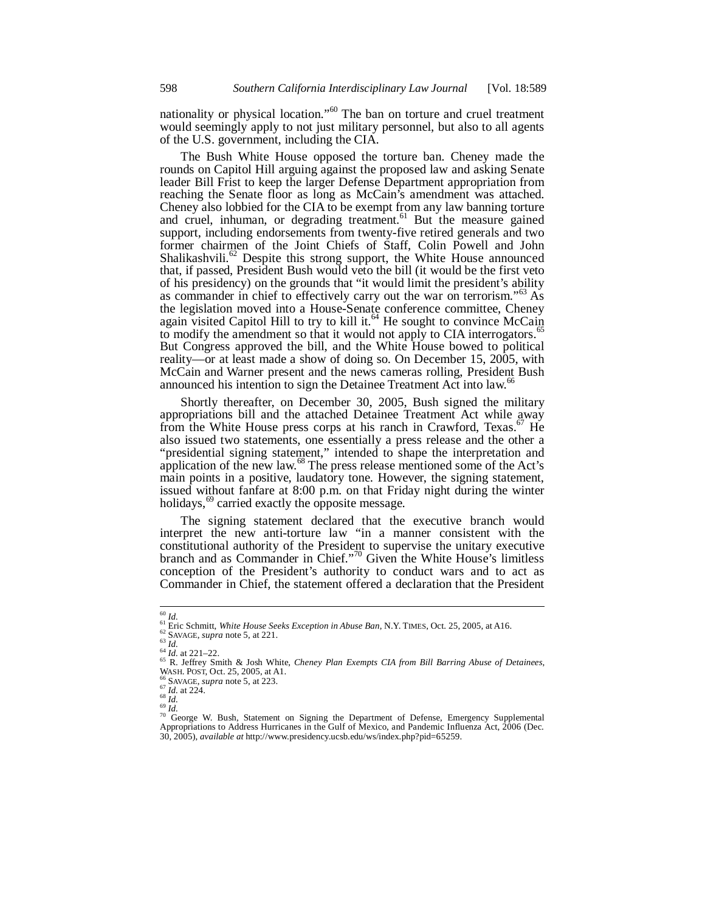nationality or physical location."[60] The ban on torture and cruel treatment would seemingly apply to not just military personnel, but also to all agents of the U.S. government, including the CIA.

The Bush White House opposed the torture ban. Cheney made the rounds on Capitol Hill arguing against the proposed law and asking Senate leader Bill Frist to keep the larger Defense Department appropriation from reaching the Senate floor as long as McCain's amendment was attached. Cheney also lobbied for the CIA to be exempt from any law banning torture and cruel, inhuman, or degrading treatment.[61] But the measure gained support, including endorsements from twenty-five retired generals and two former chairmen of the Joint Chiefs of Staff, Colin Powell and John Shalikashvili.[62] Despite this strong support, the White House announced that, if passed, President Bush would veto the bill (it would be the first veto of his presidency) on the grounds that "it would limit the president's ability as commander in chief to effectively carry out the war on terrorism."[63] As the legislation moved into a House-Senate conference committee, Cheney again visited Capitol Hill to try to kill it.[64] He sought to convince McCain to modify the amendment so that it would not apply to CIA interrogators.[65] But Congress approved the bill, and the White House bowed to political reality—or at least made a show of doing so. On December 15, 2005, with McCain and Warner present and the news cameras rolling, President Bush announced his intention to sign the Detainee Treatment Act into law.[66]

Shortly thereafter, on December 30, 2005, Bush signed the military appropriations bill and the attached Detainee Treatment Act while away from the White House press corps at his ranch in Crawford, Texas.[67] He also issued two statements, one essentially a press release and the other a "presidential signing statement," intended to shape the interpretation and application of the new law.[68] The press release mentioned some of the Act's main points in a positive, laudatory tone. However, the signing statement, issued without fanfare at 8:00 p.m. on that Friday night during the winter holidays,[69] carried exactly the opposite message.

The signing statement declared that the executive branch would interpret the new anti-torture law "in a manner consistent with the constitutional authority of the President to supervise the unitary executive branch and as Commander in Chief."[70] Given the White House's limitless conception of the President's authority to conduct wars and to act as Commander in Chief, the statement offered a declaration that the President

---

[60] *Id.*

[61] Eric Schmitt, *White House Seeks Exception in Abuse Ban*, N.Y. TIMES, Oct. 25, 2005, at A16.

[62] SAVAGE, *supra* note 5, at 221.

[63] *Id.*

[64] *Id.* at 221–22.

[65] R. Jeffrey Smith & Josh White, *Cheney Plan Exempts CIA from Bill Barring Abuse of Detainees*, WASH. POST, Oct. 25, 2005, at A1.

[66] SAVAGE, *supra* note 5, at 223.

[67] *Id.* at 224.

[68] *Id.*

[69] *Id.*

[70] George W. Bush, Statement on Signing the Department of Defense, Emergency Supplemental Appropriations to Address Hurricanes in the Gulf of Mexico, and Pandemic Influenza Act, 2006 (Dec. 30, 2005), *available at* http://www.presidency.ucsb.edu/ws/index.php?pid=65259.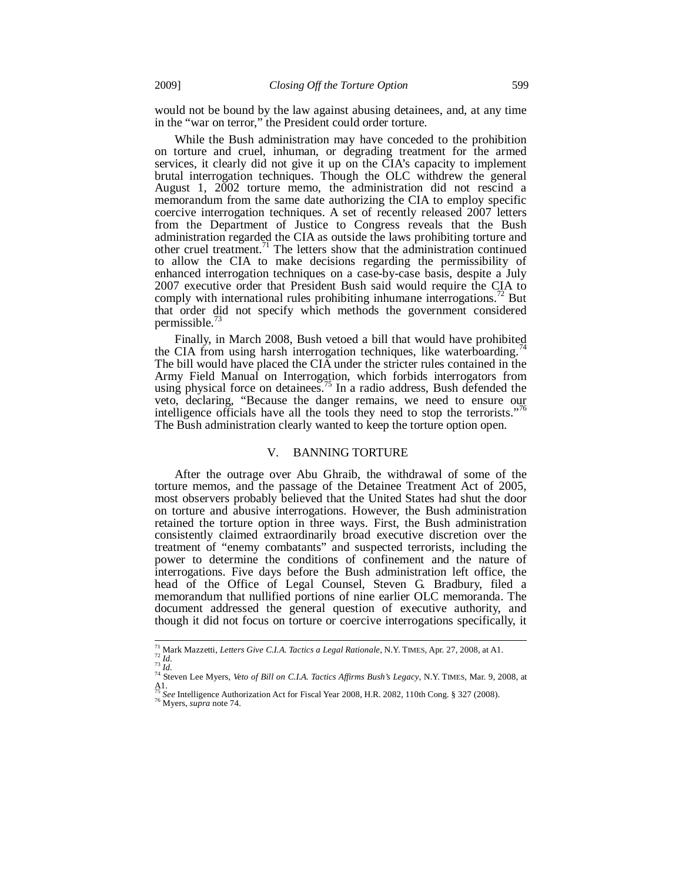would not be bound by the law against abusing detainees, and, at any time in the "war on terror," the President could order torture.

While the Bush administration may have conceded to the prohibition on torture and cruel, inhuman, or degrading treatment for the armed services, it clearly did not give it up on the CIA's capacity to implement brutal interrogation techniques. Though the OLC withdrew the general August 1, 2002 torture memo, the administration did not rescind a memorandum from the same date authorizing the CIA to employ specific coercive interrogation techniques. A set of recently released 2007 letters from the Department of Justice to Congress reveals that the Bush administration regarded the CIA as outside the laws prohibiting torture and other cruel treatment.[71] The letters show that the administration continued to allow the CIA to make decisions regarding the permissibility of enhanced interrogation techniques on a case-by-case basis, despite a July 2007 executive order that President Bush said would require the CIA to comply with international rules prohibiting inhumane interrogations.[72] But that order did not specify which methods the government considered permissible.[73]

Finally, in March 2008, Bush vetoed a bill that would have prohibited the CIA from using harsh interrogation techniques, like waterboarding.[74] The bill would have placed the CIA under the stricter rules contained in the Army Field Manual on Interrogation, which forbids interrogators from using physical force on detainees.[75] In a radio address, Bush defended the veto, declaring, "Because the danger remains, we need to ensure our intelligence officials have all the tools they need to stop the terrorists."[76] The Bush administration clearly wanted to keep the torture option open.

## V. BANNING TORTURE

After the outrage over Abu Ghraib, the withdrawal of some of the torture memos, and the passage of the Detainee Treatment Act of 2005, most observers probably believed that the United States had shut the door on torture and abusive interrogations. However, the Bush administration retained the torture option in three ways. First, the Bush administration consistently claimed extraordinarily broad executive discretion over the treatment of "enemy combatants" and suspected terrorists, including the power to determine the conditions of confinement and the nature of interrogations. Five days before the Bush administration left office, the head of the Office of Legal Counsel, Steven G. Bradbury, filed a memorandum that nullified portions of nine earlier OLC memoranda. The document addressed the general question of executive authority, and though it did not focus on torture or coercive interrogations specifically, it

---

[71] Mark Mazzetti, *Letters Give C.I.A. Tactics a Legal Rationale*, N.Y. TIMES, Apr. 27, 2008, at A1.
[72] *Id.*
[73] *Id.*
[74] Steven Lee Myers, *Veto of Bill on C.I.A. Tactics Affirms Bush's Legacy*, N.Y. TIMES, Mar. 9, 2008, at A1.
[75] *See* Intelligence Authorization Act for Fiscal Year 2008, H.R. 2082, 110th Cong. § 327 (2008).
[76] Myers, *supra* note 74.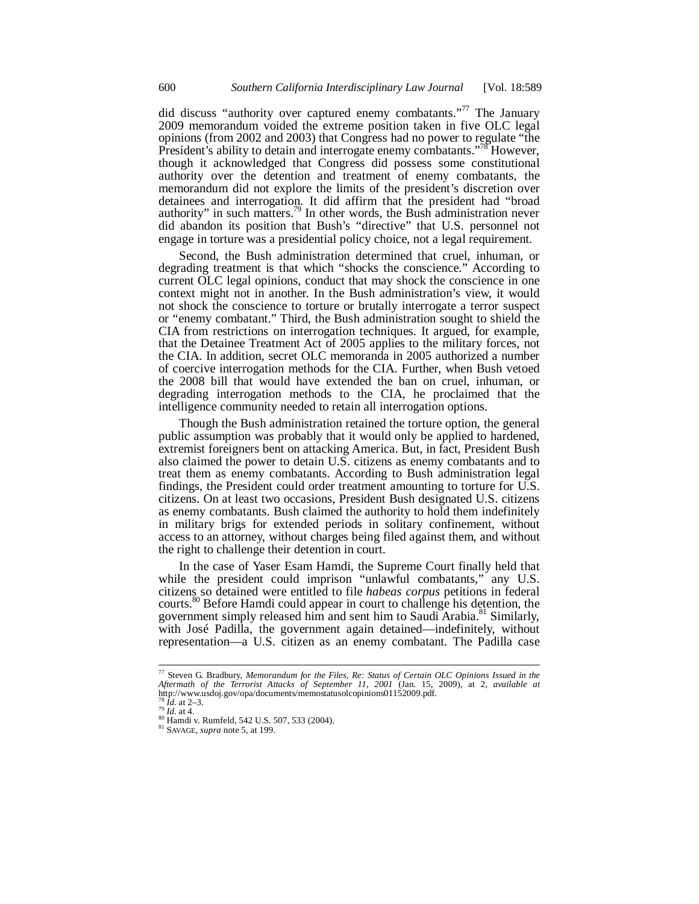did discuss "authority over captured enemy combatants."[77] The January 2009 memorandum voided the extreme position taken in five OLC legal opinions (from 2002 and 2003) that Congress had no power to regulate "the President's ability to detain and interrogate enemy combatants."[78] However, though it acknowledged that Congress did possess some constitutional authority over the detention and treatment of enemy combatants, the memorandum did not explore the limits of the president's discretion over detainees and interrogation. It did affirm that the president had "broad authority" in such matters.[79] In other words, the Bush administration never did abandon its position that Bush's "directive" that U.S. personnel not engage in torture was a presidential policy choice, not a legal requirement.

Second, the Bush administration determined that cruel, inhuman, or degrading treatment is that which "shocks the conscience." According to current OLC legal opinions, conduct that may shock the conscience in one context might not in another. In the Bush administration's view, it would not shock the conscience to torture or brutally interrogate a terror suspect or "enemy combatant." Third, the Bush administration sought to shield the CIA from restrictions on interrogation techniques. It argued, for example, that the Detainee Treatment Act of 2005 applies to the military forces, not the CIA. In addition, secret OLC memoranda in 2005 authorized a number of coercive interrogation methods for the CIA. Further, when Bush vetoed the 2008 bill that would have extended the ban on cruel, inhuman, or degrading interrogation methods to the CIA, he proclaimed that the intelligence community needed to retain all interrogation options.

Though the Bush administration retained the torture option, the general public assumption was probably that it would only be applied to hardened, extremist foreigners bent on attacking America. But, in fact, President Bush also claimed the power to detain U.S. citizens as enemy combatants and to treat them as enemy combatants. According to Bush administration legal findings, the President could order treatment amounting to torture for U.S. citizens. On at least two occasions, President Bush designated U.S. citizens as enemy combatants. Bush claimed the authority to hold them indefinitely in military brigs for extended periods in solitary confinement, without access to an attorney, without charges being filed against them, and without the right to challenge their detention in court.

In the case of Yaser Esam Hamdi, the Supreme Court finally held that while the president could imprison "unlawful combatants," any U.S. citizens so detained were entitled to file *habeas corpus* petitions in federal courts.[80] Before Hamdi could appear in court to challenge his detention, the government simply released him and sent him to Saudi Arabia.[81] Similarly, with José Padilla, the government again detained—indefinitely, without representation—a U.S. citizen as an enemy combatant. The Padilla case

---

[77] Steven G. Bradbury, *Memorandum for the Files, Re: Status of Certain OLC Opinions Issued in the Aftermath of the Terrorist Attacks of September 11, 2001* (Jan. 15, 2009), at 2, *available at* http://www.usdoj.gov/opa/documents/memostatusolcopinions01152009.pdf.
[78] *Id.* at 2–3.
[79] *Id.* at 4.
[80] Hamdi v. Rumfeld, 542 U.S. 507, 533 (2004).
[81] SAVAGE, *supra* note 5, at 199.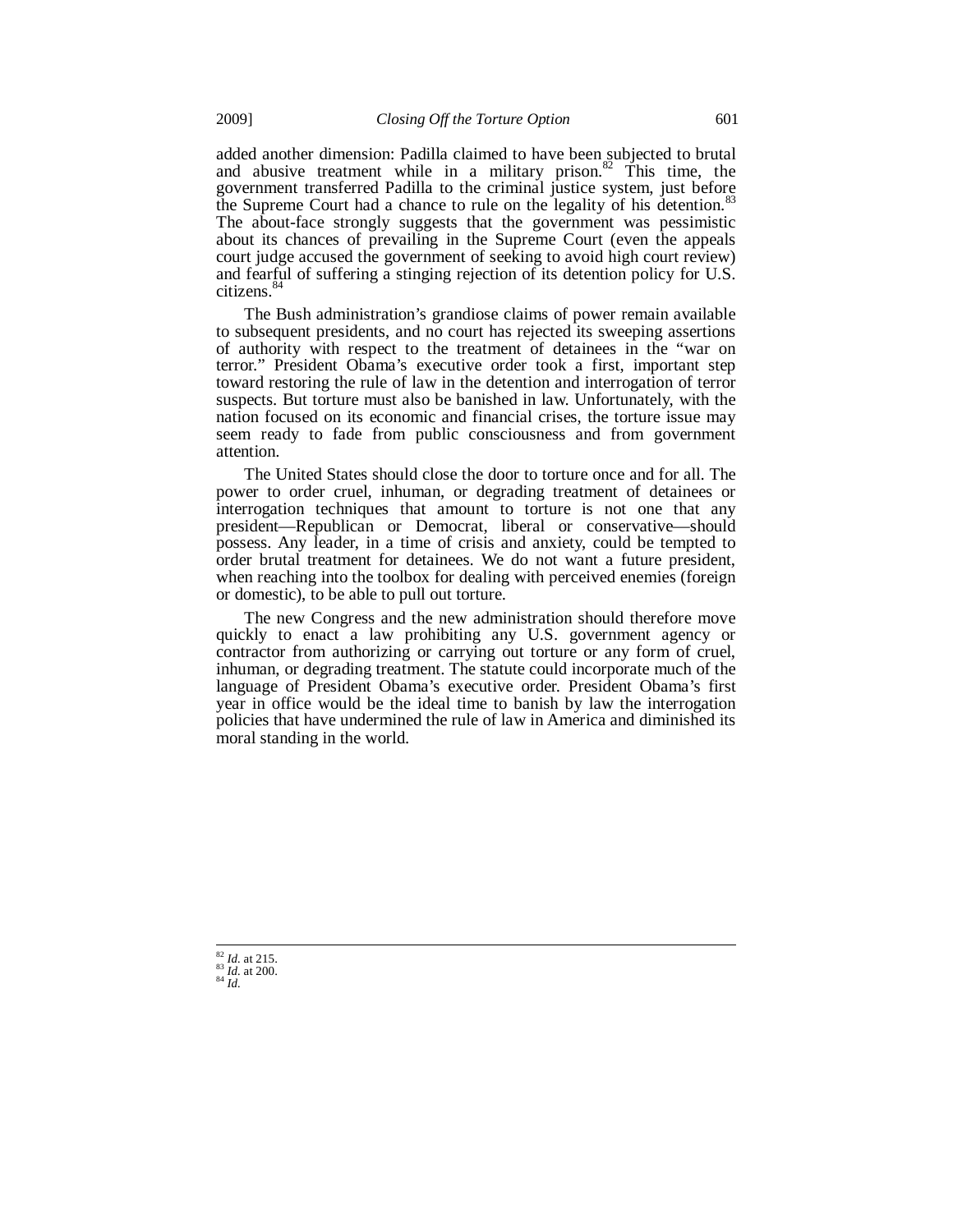added another dimension: Padilla claimed to have been subjected to brutal and abusive treatment while in a military prison.[82] This time, the government transferred Padilla to the criminal justice system, just before the Supreme Court had a chance to rule on the legality of his detention.[83] The about-face strongly suggests that the government was pessimistic about its chances of prevailing in the Supreme Court (even the appeals court judge accused the government of seeking to avoid high court review) and fearful of suffering a stinging rejection of its detention policy for U.S. citizens.[84]

The Bush administration's grandiose claims of power remain available to subsequent presidents, and no court has rejected its sweeping assertions of authority with respect to the treatment of detainees in the "war on terror." President Obama's executive order took a first, important step toward restoring the rule of law in the detention and interrogation of terror suspects. But torture must also be banished in law. Unfortunately, with the nation focused on its economic and financial crises, the torture issue may seem ready to fade from public consciousness and from government attention.

The United States should close the door to torture once and for all. The power to order cruel, inhuman, or degrading treatment of detainees or interrogation techniques that amount to torture is not one that any president—Republican or Democrat, liberal or conservative—should possess. Any leader, in a time of crisis and anxiety, could be tempted to order brutal treatment for detainees. We do not want a future president, when reaching into the toolbox for dealing with perceived enemies (foreign or domestic), to be able to pull out torture.

The new Congress and the new administration should therefore move quickly to enact a law prohibiting any U.S. government agency or contractor from authorizing or carrying out torture or any form of cruel, inhuman, or degrading treatment. The statute could incorporate much of the language of President Obama's executive order. President Obama's first year in office would be the ideal time to banish by law the interrogation policies that have undermined the rule of law in America and diminished its moral standing in the world.

---

[82] *Id.* at 215.
[83] *Id.* at 200.
[84] *Id.*